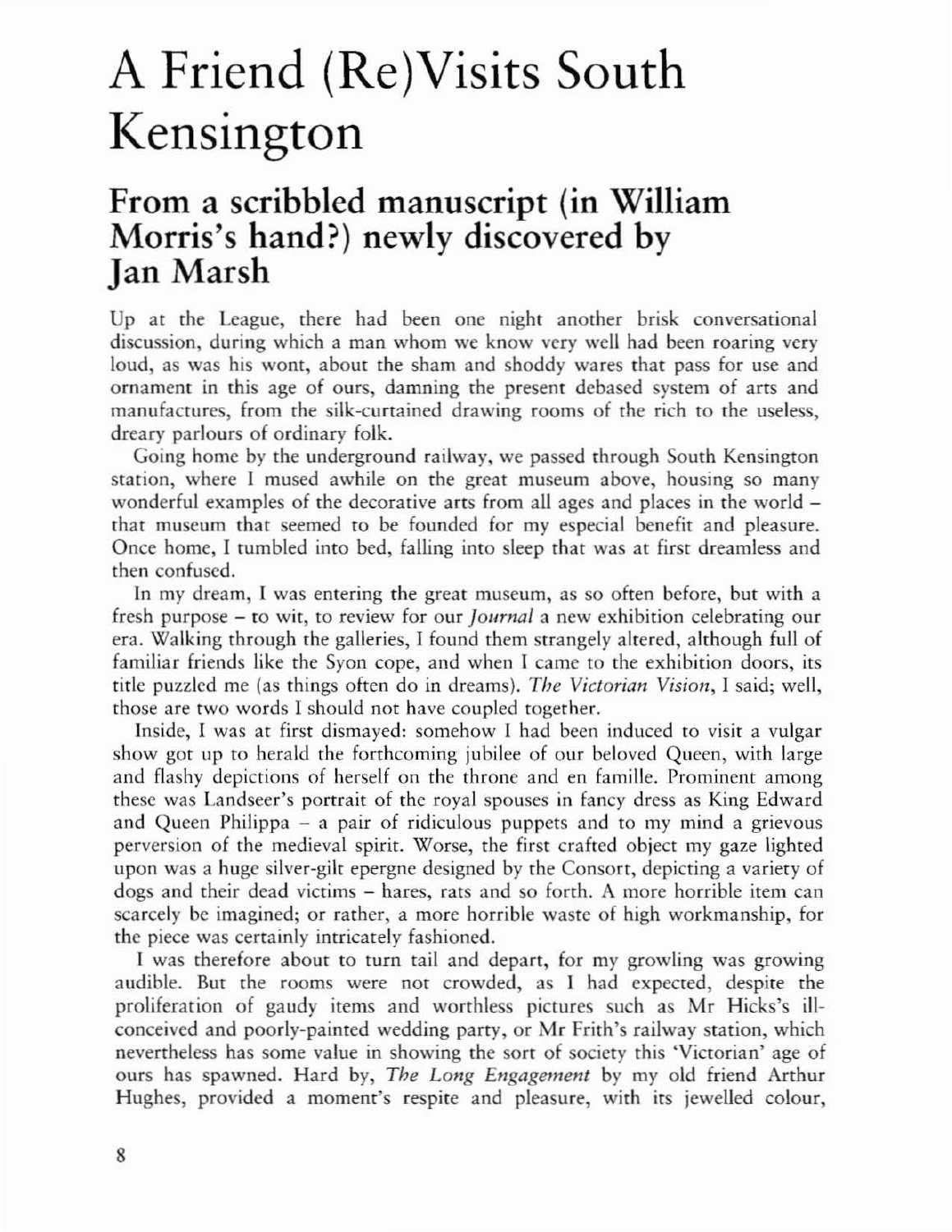# A Friend (Re)Visits South Kensington

## From a scribbled manuscript (in William Morris's hand?) newly discovered by Jan Marsh

Up at the League, there had been one night another brisk conversational discussion, during which a man whom we know very well had been roaring very loud, as was his wont, about the sham and shoddy wares that pass for use and ornament in this age of ours, damning the present debased system of arts and manufactures, from the silk-curtained drawing rooms of the rich to the useless, dreary parlours of ordinary folk.

Going home by the underground railway, we passed through South Kensington station, where I mused awhile on the great museum above, housing so many wonderful examples of the decorative arts from all ages and places in the world – that museum that seemed to be founded for my especial benefit and pleasure. Once home, I tumbled into bed, falling into sleep that was at first dreamless and then confused.

In my dream, I was entering the great museum, as so often before, but with a fresh purpose – to wit, to review for our *Journal* a new exhibition celebrating our era. Walking through the galleries, I found them strangely altered, although full of familiar friends like the Syon cope, and when I came to the exhibition doors, its title puzzled me (as things often do in dreams). *The Victorian Vision*, I said; well, those are two words I should not have coupled together.

Inside, I was at first dismayed: somehow I had been induced to visit a vulgar show got up to herald the forthcoming jubilee of our beloved Queen, with large and flashy depictions of herself on the throne and en famille. Prominent among these was Landseer's portrait of the royal spouses in fancy dress as King Edward and Queen Philippa – a pair of ridiculous puppets and to my mind a grievous perversion of the medieval spirit. Worse, the first crafted object my gaze lighted upon was a huge silver-gilt epergne designed by the Consort, depicting a variety of dogs and their dead victims – hares, rats and so forth. A more horrible item can scarcely be imagined; or rather, a more horrible waste of high workmanship, for the piece was certainly intricately fashioned.

I was therefore about to turn tail and depart, for my growling was growing audible. But the rooms were not crowded, as I had expected, despite the proliferation of gaudy items and worthless pictures such as Mr Hicks's ill-conceived and poorly-painted wedding party, or Mr Frith's railway station, which nevertheless has some value in showing the sort of society this 'Victorian' age of ours has spawned. Hard by, *The Long Engagement* by my old friend Arthur Hughes, provided a moment's respite and pleasure, with its jewelled colour,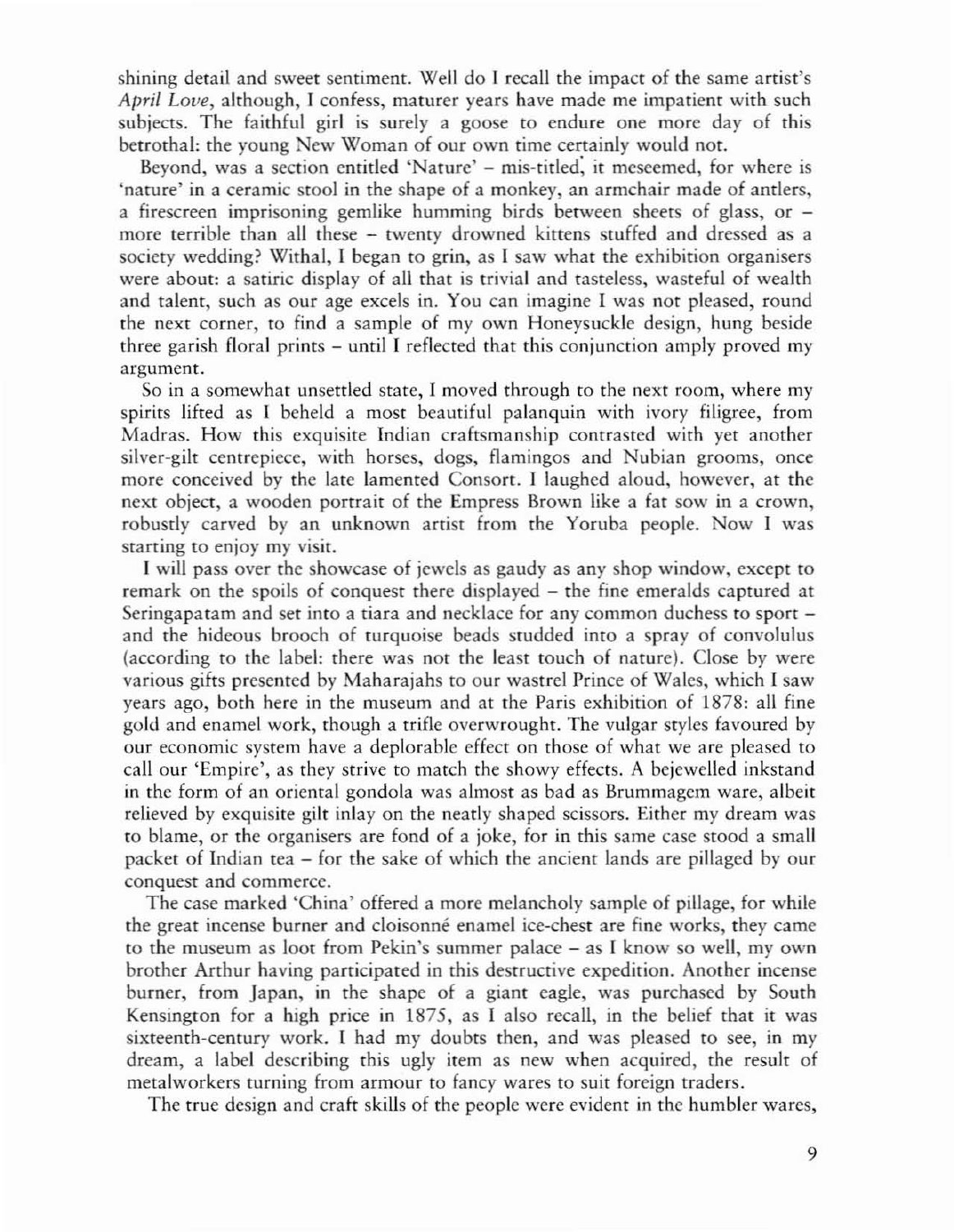shining detail and sweet sentiment. Well do I recall the impact of the same artist's *April Love*, although, I confess, maturer years have made me impatient with such subjects. The faithful girl is surely a goose to endure one more day of this betrothal: the young New Woman of our own time certainly would not.

Beyond, was a section entitled 'Nature' – mis-titled, it meseemed, for where is 'nature' in a ceramic stool in the shape of a monkey, an armchair made of antlers, a firescreen imprisoning gemlike humming birds between sheets of glass, or – more terrible than all these – twenty drowned kittens stuffed and dressed as a society wedding? Withal, I began to grin, as I saw what the exhibition organisers were about: a satiric display of all that is trivial and tasteless, wasteful of wealth and talent, such as our age excels in. You can imagine I was not pleased, round the next corner, to find a sample of my own Honeysuckle design, hung beside three garish floral prints – until I reflected that this conjunction amply proved my argument.

So in a somewhat unsettled state, I moved through to the next room, where my spirits lifted as I beheld a most beautiful palanquin with ivory filigree, from Madras. How this exquisite Indian craftsmanship contrasted with yet another silver-gilt centrepiece, with horses, dogs, flamingos and Nubian grooms, once more conceived by the late lamented Consort. I laughed aloud, however, at the next object, a wooden portrait of the Empress Brown like a fat sow in a crown, robustly carved by an unknown artist from the Yoruba people. Now I was starting to enjoy my visit.

I will pass over the showcase of jewels as gaudy as any shop window, except to remark on the spoils of conquest there displayed – the fine emeralds captured at Seringapatam and set into a tiara and necklace for any common duchess to sport – and the hideous brooch of turquoise beads studded into a spray of convolulus (according to the label: there was not the least touch of nature). Close by were various gifts presented by Maharajahs to our wastrel Prince of Wales, which I saw years ago, both here in the museum and at the Paris exhibition of 1878: all fine gold and enamel work, though a trifle overwrought. The vulgar styles favoured by our economic system have a deplorable effect on those of what we are pleased to call our 'Empire', as they strive to match the showy effects. A bejewelled inkstand in the form of an oriental gondola was almost as bad as Brummagem ware, albeit relieved by exquisite gilt inlay on the neatly shaped scissors. Either my dream was to blame, or the organisers are fond of a joke, for in this same case stood a small packet of Indian tea – for the sake of which the ancient lands are pillaged by our conquest and commerce.

The case marked 'China' offered a more melancholy sample of pillage, for while the great incense burner and cloisonné enamel ice-chest are fine works, they came to the museum as loot from Pekin's summer palace – as I know so well, my own brother Arthur having participated in this destructive expedition. Another incense burner, from Japan, in the shape of a giant eagle, was purchased by South Kensington for a high price in 1875, as I also recall, in the belief that it was sixteenth-century work. I had my doubts then, and was pleased to see, in my dream, a label describing this ugly item as new when acquired, the result of metalworkers turning from armour to fancy wares to suit foreign traders.

The true design and craft skills of the people were evident in the humbler wares,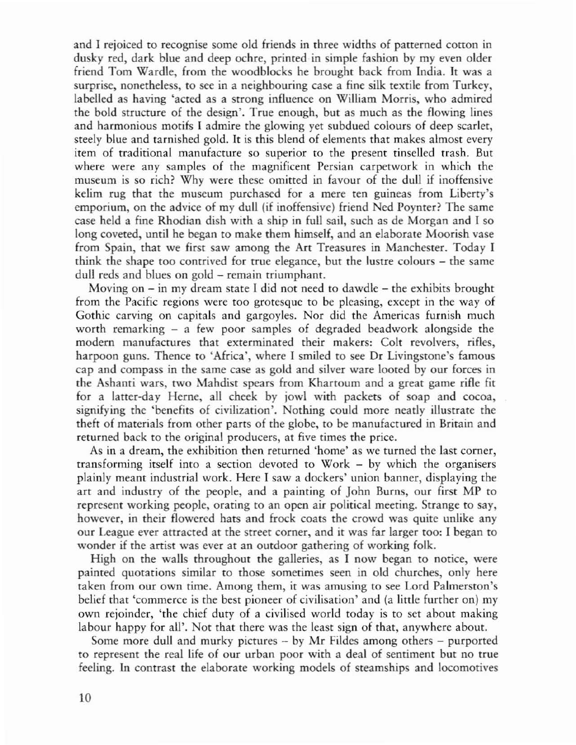and I rejoiced to recognise some old friends in three widths of patterned cotton in dusky red, dark blue and deep ochre, printed in simple fashion by my even older friend Tom Wardle, from the woodblocks he brought back from India. It was a surprise, nonetheless, to see in a neighbouring case a fine silk textile from Turkey, labelled as having 'acted as a strong influence on William Morris, who admired the bold structure of the design'. True enough, but as much as the flowing lines and harmonious motifs I admire the glowing yet subdued colours of deep scarlet, steely blue and tarnished gold. It is this blend of elements that makes almost every item of traditional manufacture so superior to the present tinselled trash. But where were any samples of the magnificent Persian carpetwork in which the museum is so rich? Why were these omitted in favour of the dull if inoffensive kelim rug that the museum purchased for a mere ten guineas from Liberty's emporium, on the advice of my dull (if inoffensive) friend Ned Poynter? The same case held a fine Rhodian dish with a ship in full sail, such as de Morgan and I so long coveted, until he began to make them himself, and an elaborate Moorish vase from Spain, that we first saw among the Art Treasures in Manchester. Today I think the shape too contrived for true elegance, but the lustre colours – the same dull reds and blues on gold – remain triumphant.

Moving on – in my dream state I did not need to dawdle – the exhibits brought from the Pacific regions were too grotesque to be pleasing, except in the way of Gothic carving on capitals and gargoyles. Nor did the Americas furnish much worth remarking – a few poor samples of degraded beadwork alongside the modern manufactures that exterminated their makers: Colt revolvers, rifles, harpoon guns. Thence to 'Africa', where I smiled to see Dr Livingstone's famous cap and compass in the same case as gold and silver ware looted by our forces in the Ashanti wars, two Mahdist spears from Khartoum and a great game rifle fit for a latter-day Herne, all cheek by jowl with packets of soap and cocoa, signifying the 'benefits of civilization'. Nothing could more neatly illustrate the theft of materials from other parts of the globe, to be manufactured in Britain and returned back to the original producers, at five times the price.

As in a dream, the exhibition then returned 'home' as we turned the last corner, transforming itself into a section devoted to Work – by which the organisers plainly meant industrial work. Here I saw a dockers' union banner, displaying the art and industry of the people, and a painting of John Burns, our first MP to represent working people, orating to an open air political meeting. Strange to say, however, in their flowered hats and frock coats the crowd was quite unlike any our League ever attracted at the street corner, and it was far larger too: I began to wonder if the artist was ever at an outdoor gathering of working folk.

High on the walls throughout the galleries, as I now began to notice, were painted quotations similar to those sometimes seen in old churches, only here taken from our own time. Among them, it was amusing to see Lord Palmerston's belief that 'commerce is the best pioneer of civilisation' and (a little further on) my own rejoinder, 'the chief duty of a civilised world today is to set about making labour happy for all'. Not that there was the least sign of that, anywhere about.

Some more dull and murky pictures – by Mr Fildes among others – purported to represent the real life of our urban poor with a deal of sentiment but no true feeling. In contrast the elaborate working models of steamships and locomotives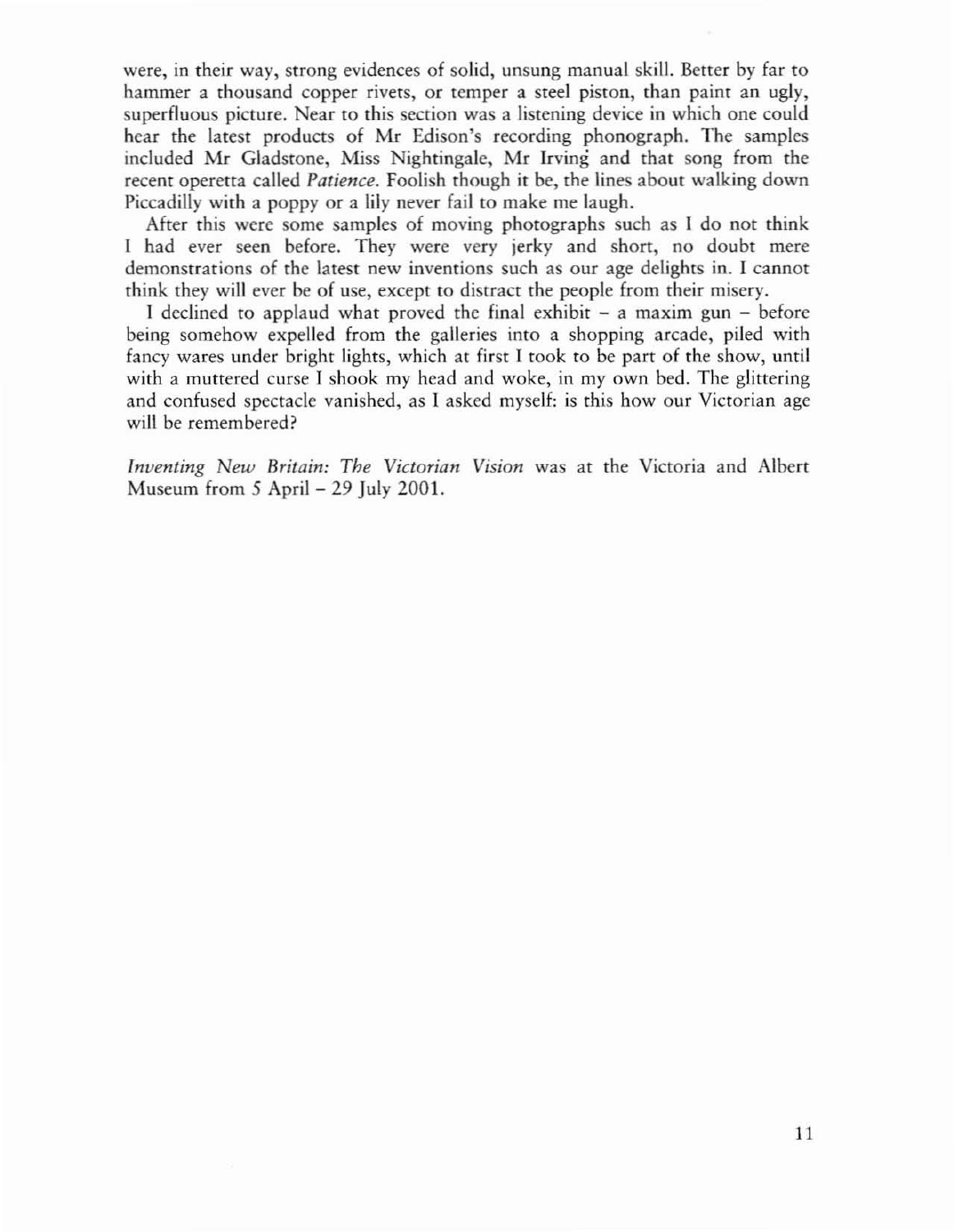were, in their way, strong evidences of solid, unsung manual skill. Better by far to hammer a thousand copper rivets, or temper a steel piston, than paint an ugly, superfluous picture. Near to this section was a listening device in which one could hear the latest products of Mr Edison's recording phonograph. The samples included Mr Gladstone, Miss Nightingale, Mr Irving and that song from the recent operetta called *Patience*. Foolish though it be, the lines about walking down Piccadilly with a poppy or a lily never fail to make me laugh.

After this were some samples of moving photographs such as I do not think I had ever seen before. They were very jerky and short, no doubt mere demonstrations of the latest new inventions such as our age delights in. I cannot think they will ever be of use, except to distract the people from their misery.

I declined to applaud what proved the final exhibit – a maxim gun – before being somehow expelled from the galleries into a shopping arcade, piled with fancy wares under bright lights, which at first I took to be part of the show, until with a muttered curse I shook my head and woke, in my own bed. The glittering and confused spectacle vanished, as I asked myself: is this how our Victorian age will be remembered?

*Inventing New Britain: The Victorian Vision* was at the Victoria and Albert Museum from 5 April – 29 July 2001.